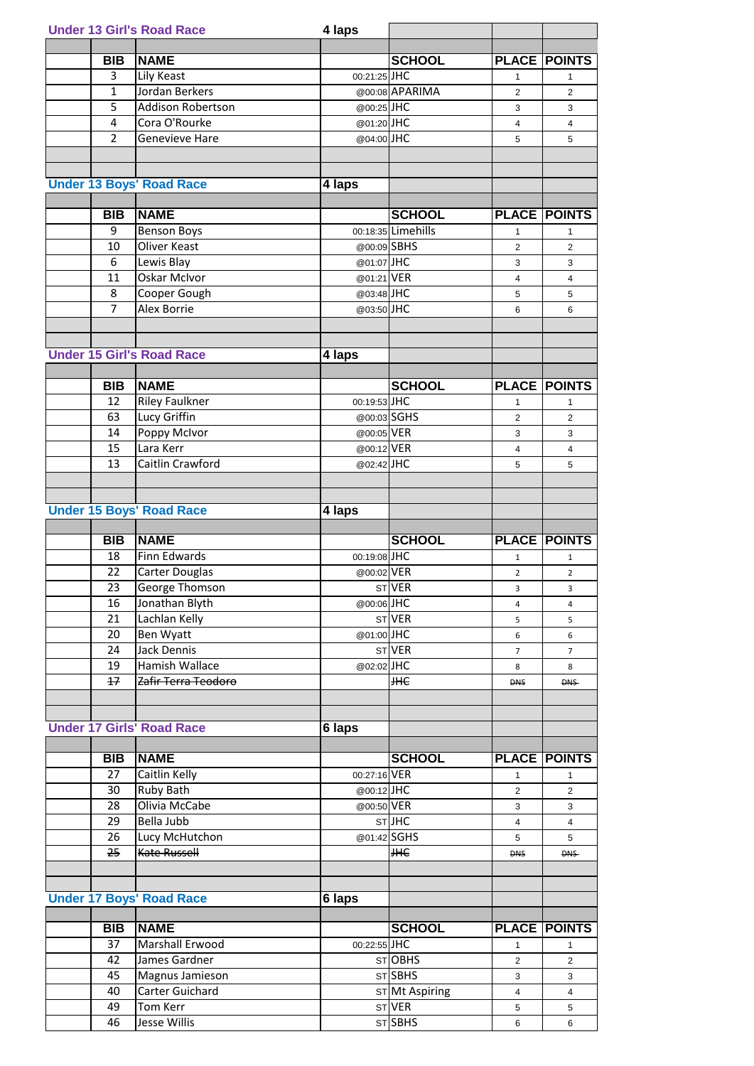## Under 13 Girl's Road Race — 4 laps

| BIB | NAME | | SCHOOL | PLACE | POINTS |
|---|---|---|---|---|---|
| 3 | Lily Keast | 00:21:25 | JHC | 1 | 1 |
| 1 | Jordan Berkers | @00:08 | APARIMA | 2 | 2 |
| 5 | Addison Robertson | @00:25 | JHC | 3 | 3 |
| 4 | Cora O'Rourke | @01:20 | JHC | 4 | 4 |
| 2 | Genevieve Hare | @04:00 | JHC | 5 | 5 |

## Under 13 Boys' Road Race — 4 laps

| BIB | NAME | | SCHOOL | PLACE | POINTS |
|---|---|---|---|---|---|
| 9 | Benson Boys | 00:18:35 | Limehills | 1 | 1 |
| 10 | Oliver Keast | @00:09 | SBHS | 2 | 2 |
| 6 | Lewis Blay | @01:07 | JHC | 3 | 3 |
| 11 | Oskar McIvor | @01:21 | VER | 4 | 4 |
| 8 | Cooper Gough | @03:48 | JHC | 5 | 5 |
| 7 | Alex Borrie | @03:50 | JHC | 6 | 6 |

## Under 15 Girl's Road Race — 4 laps

| BIB | NAME | | SCHOOL | PLACE | POINTS |
|---|---|---|---|---|---|
| 12 | Riley Faulkner | 00:19:53 | JHC | 1 | 1 |
| 63 | Lucy Griffin | @00:03 | SGHS | 2 | 2 |
| 14 | Poppy McIvor | @00:05 | VER | 3 | 3 |
| 15 | Lara Kerr | @00:12 | VER | 4 | 4 |
| 13 | Caitlin Crawford | @02:42 | JHC | 5 | 5 |

## Under 15 Boys' Road Race — 4 laps

| BIB | NAME | | SCHOOL | PLACE | POINTS |
|---|---|---|---|---|---|
| 18 | Finn Edwards | 00:19:08 | JHC | 1 | 1 |
| 22 | Carter Douglas | @00:02 | VER | 2 | 2 |
| 23 | George Thomson | ST | VER | 3 | 3 |
| 16 | Jonathan Blyth | @00:06 | JHC | 4 | 4 |
| 21 | Lachlan Kelly | ST | VER | 5 | 5 |
| 20 | Ben Wyatt | @01:00 | JHC | 6 | 6 |
| 24 | Jack Dennis | ST | VER | 7 | 7 |
| 19 | Hamish Wallace | @02:02 | JHC | 8 | 8 |
| ~~17~~ | ~~Zafir Terra Teodoro~~ | | ~~JHC~~ | ~~DNS~~ | ~~DNS~~ |

## Under 17 Girls' Road Race — 6 laps

| BIB | NAME | | SCHOOL | PLACE | POINTS |
|---|---|---|---|---|---|
| 27 | Caitlin Kelly | 00:27:16 | VER | 1 | 1 |
| 30 | Ruby Bath | @00:12 | JHC | 2 | 2 |
| 28 | Olivia McCabe | @00:50 | VER | 3 | 3 |
| 29 | Bella Jubb | ST | JHC | 4 | 4 |
| 26 | Lucy McHutchon | @01:42 | SGHS | 5 | 5 |
| ~~25~~ | ~~Kate Russell~~ | | ~~JHC~~ | ~~DNS~~ | ~~DNS~~ |

## Under 17 Boys' Road Race — 6 laps

| BIB | NAME | | SCHOOL | PLACE | POINTS |
|---|---|---|---|---|---|
| 37 | Marshall Erwood | 00:22:55 | JHC | 1 | 1 |
| 42 | James Gardner | ST | OBHS | 2 | 2 |
| 45 | Magnus Jamieson | ST | SBHS | 3 | 3 |
| 40 | Carter Guichard | ST | Mt Aspiring | 4 | 4 |
| 49 | Tom Kerr | ST | VER | 5 | 5 |
| 46 | Jesse Willis | ST | SBHS | 6 | 6 |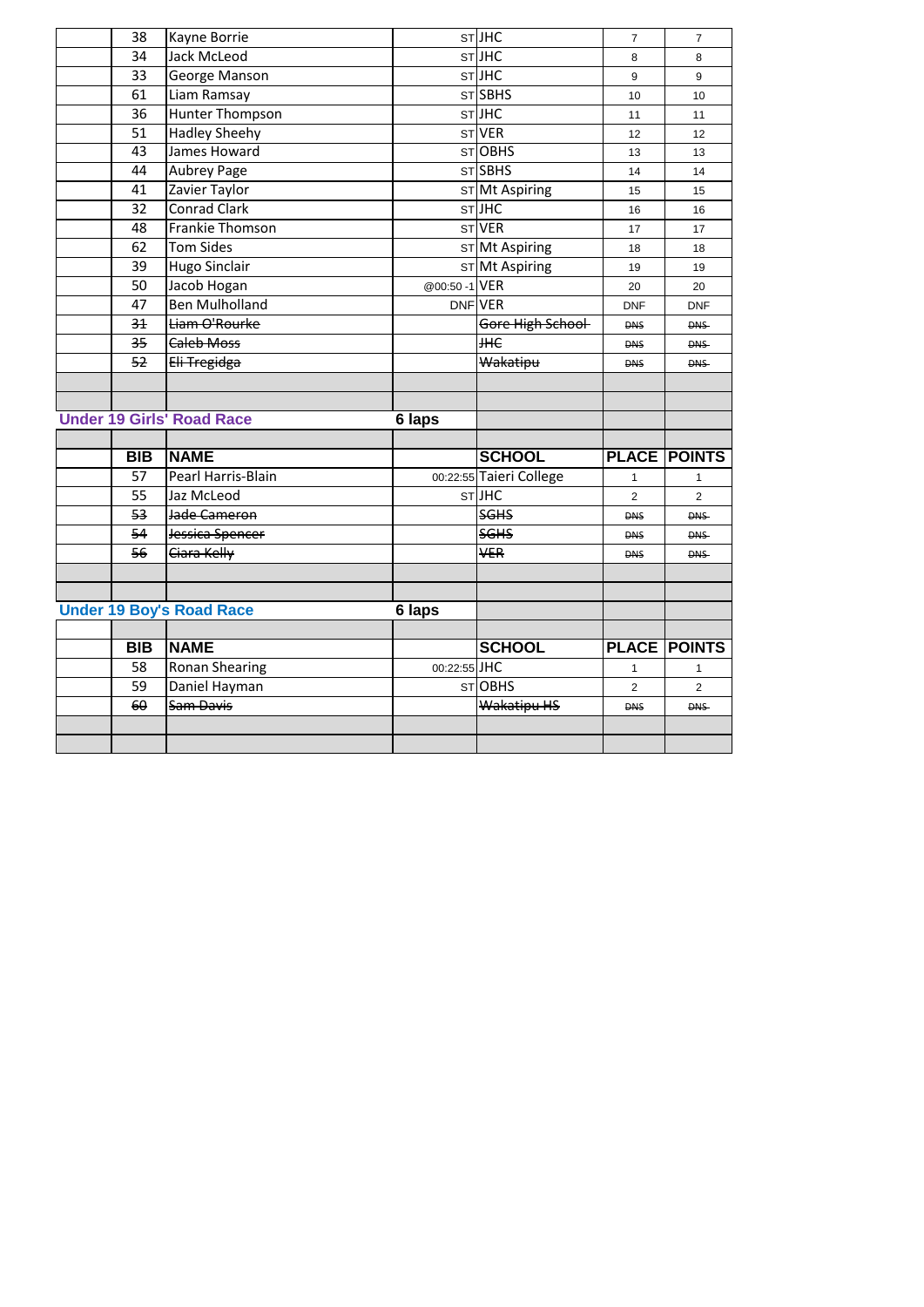| | | | | | | |
|---|---|---|---|---|---|---|
| | 38 | Kayne Borrie | ST | JHC | 7 | 7 |
| | 34 | Jack McLeod | ST | JHC | 8 | 8 |
| | 33 | George Manson | ST | JHC | 9 | 9 |
| | 61 | Liam Ramsay | ST | SBHS | 10 | 10 |
| | 36 | Hunter Thompson | ST | JHC | 11 | 11 |
| | 51 | Hadley Sheehy | ST | VER | 12 | 12 |
| | 43 | James Howard | ST | OBHS | 13 | 13 |
| | 44 | Aubrey Page | ST | SBHS | 14 | 14 |
| | 41 | Zavier Taylor | ST | Mt Aspiring | 15 | 15 |
| | 32 | Conrad Clark | ST | JHC | 16 | 16 |
| | 48 | Frankie Thomson | ST | VER | 17 | 17 |
| | 62 | Tom Sides | ST | Mt Aspiring | 18 | 18 |
| | 39 | Hugo Sinclair | ST | Mt Aspiring | 19 | 19 |
| | 50 | Jacob Hogan | @00:50 -1 | VER | 20 | 20 |
| | 47 | Ben Mulholland | DNF | VER | DNF | DNF |
| | ~~31~~ | ~~Liam O'Rourke~~ | | ~~Gore High School~~ | ~~DNS~~ | ~~DNS~~ |
| | ~~35~~ | ~~Caleb Moss~~ | | ~~JHC~~ | ~~DNS~~ | ~~DNS~~ |
| | ~~52~~ | ~~Eli Tregidga~~ | | ~~Wakatipu~~ | ~~DNS~~ | ~~DNS~~ |

**Under 19 Girls' Road Race** — 6 laps

| | BIB | NAME | | SCHOOL | PLACE | POINTS |
|---|---|---|---|---|---|---|
| | 57 | Pearl Harris-Blain | 00:22:55 | Taieri College | 1 | 1 |
| | 55 | Jaz McLeod | ST | JHC | 2 | 2 |
| | ~~53~~ | ~~Jade Cameron~~ | | ~~SGHS~~ | ~~DNS~~ | ~~DNS~~ |
| | ~~54~~ | ~~Jessica Spencer~~ | | ~~SGHS~~ | ~~DNS~~ | ~~DNS~~ |
| | ~~56~~ | ~~Ciara Kelly~~ | | ~~VER~~ | ~~DNS~~ | ~~DNS~~ |

**Under 19 Boy's Road Race** — 6 laps

| | BIB | NAME | | SCHOOL | PLACE | POINTS |
|---|---|---|---|---|---|---|
| | 58 | Ronan Shearing | 00:22:55 | JHC | 1 | 1 |
| | 59 | Daniel Hayman | ST | OBHS | 2 | 2 |
| | ~~60~~ | ~~Sam Davis~~ | | ~~Wakatipu HS~~ | ~~DNS~~ | ~~DNS~~ |